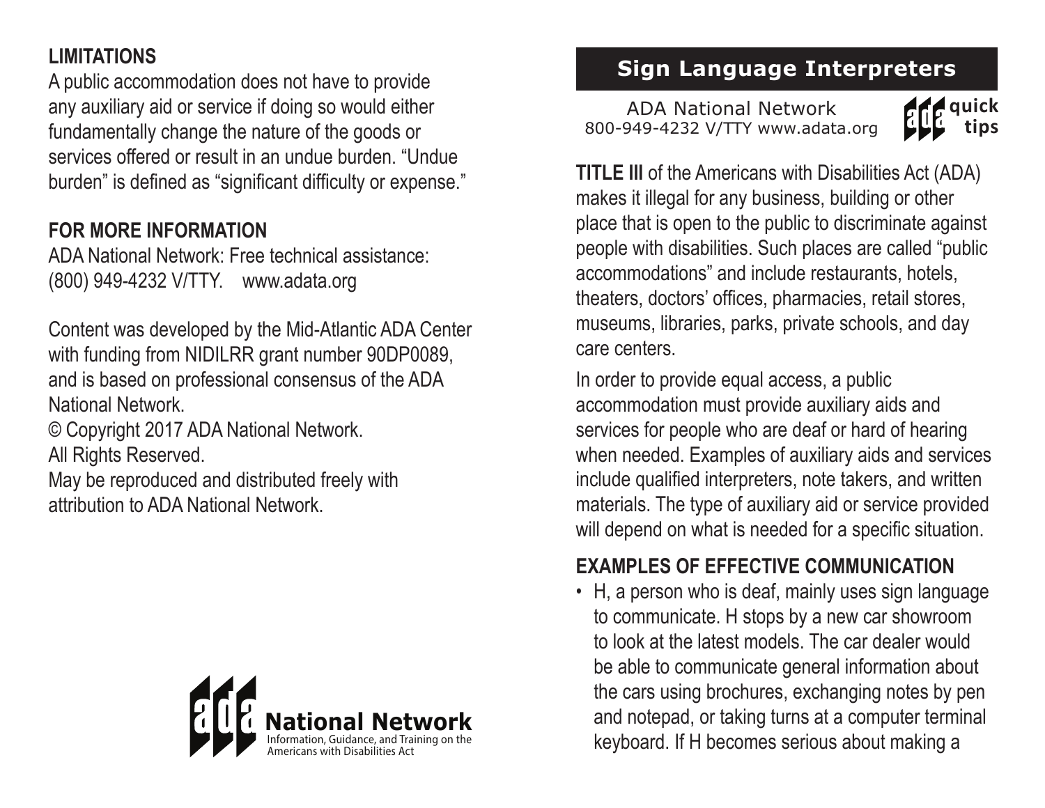# Sign Language Interpreters

ADA National Network
800-949-4232 V/TTY www.adata.org

ada quick tips

**TITLE III** of the Americans with Disabilities Act (ADA) makes it illegal for any business, building or other place that is open to the public to discriminate against people with disabilities. Such places are called "public accommodations" and include restaurants, hotels, theaters, doctors' offices, pharmacies, retail stores, museums, libraries, parks, private schools, and day care centers.

In order to provide equal access, a public accommodation must provide auxiliary aids and services for people who are deaf or hard of hearing when needed. Examples of auxiliary aids and services include qualified interpreters, note takers, and written materials. The type of auxiliary aid or service provided will depend on what is needed for a specific situation.

## EXAMPLES OF EFFECTIVE COMMUNICATION

- H, a person who is deaf, mainly uses sign language to communicate. H stops by a new car showroom to look at the latest models. The car dealer would be able to communicate general information about the cars using brochures, exchanging notes by pen and notepad, or taking turns at a computer terminal keyboard. If H becomes serious about making a

## LIMITATIONS

A public accommodation does not have to provide any auxiliary aid or service if doing so would either fundamentally change the nature of the goods or services offered or result in an undue burden. "Undue burden" is defined as "significant difficulty or expense."

## FOR MORE INFORMATION

ADA National Network: Free technical assistance: (800) 949-4232 V/TTY. www.adata.org

Content was developed by the Mid-Atlantic ADA Center with funding from NIDILRR grant number 90DP0089, and is based on professional consensus of the ADA National Network.

© Copyright 2017 ADA National Network.
All Rights Reserved.
May be reproduced and distributed freely with attribution to ADA National Network.

ada National Network
Information, Guidance, and Training on the Americans with Disabilities Act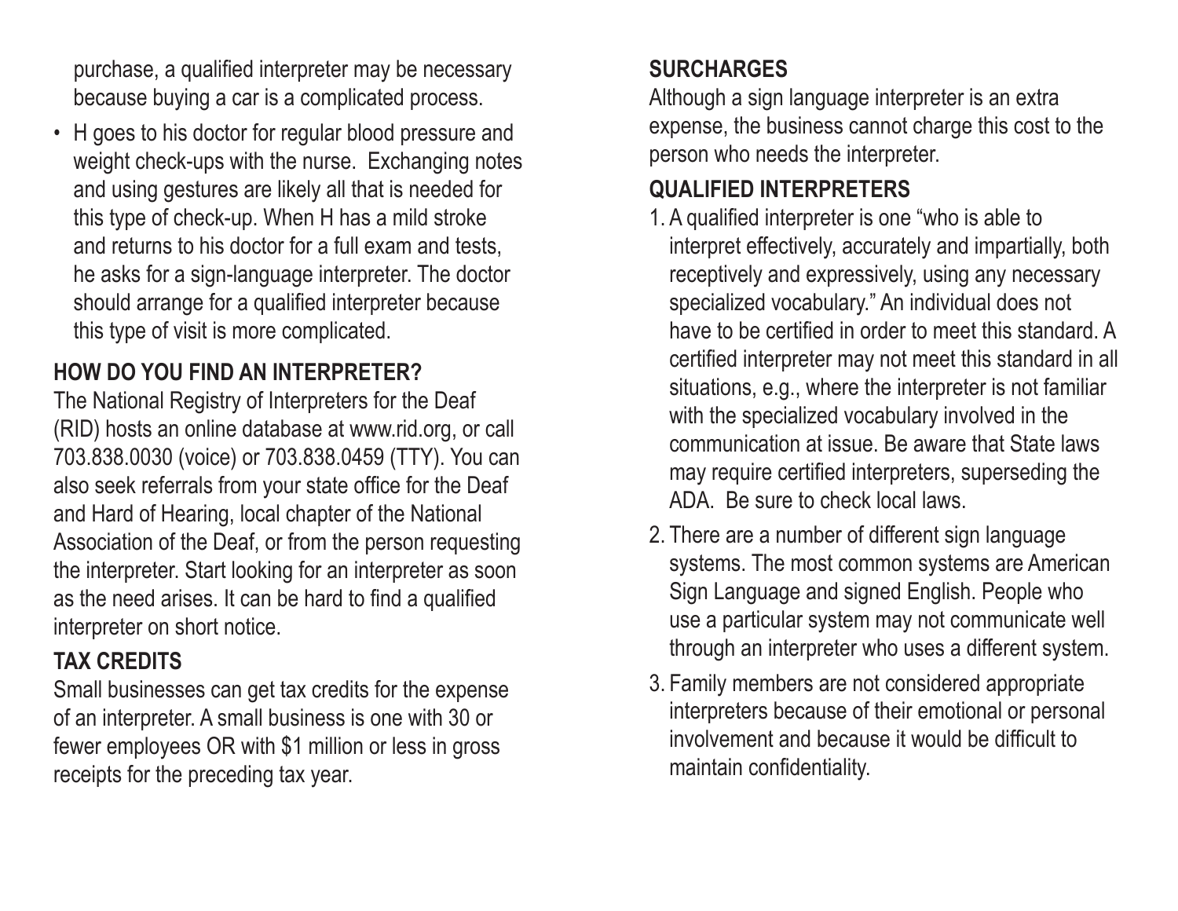purchase, a qualified interpreter may be necessary because buying a car is a complicated process.

- H goes to his doctor for regular blood pressure and weight check-ups with the nurse. Exchanging notes and using gestures are likely all that is needed for this type of check-up. When H has a mild stroke and returns to his doctor for a full exam and tests, he asks for a sign-language interpreter. The doctor should arrange for a qualified interpreter because this type of visit is more complicated.

## HOW DO YOU FIND AN INTERPRETER?

The National Registry of Interpreters for the Deaf (RID) hosts an online database at www.rid.org, or call 703.838.0030 (voice) or 703.838.0459 (TTY). You can also seek referrals from your state office for the Deaf and Hard of Hearing, local chapter of the National Association of the Deaf, or from the person requesting the interpreter. Start looking for an interpreter as soon as the need arises. It can be hard to find a qualified interpreter on short notice.

## TAX CREDITS

Small businesses can get tax credits for the expense of an interpreter. A small business is one with 30 or fewer employees OR with $1 million or less in gross receipts for the preceding tax year.

## SURCHARGES

Although a sign language interpreter is an extra expense, the business cannot charge this cost to the person who needs the interpreter.

## QUALIFIED INTERPRETERS

1. A qualified interpreter is one "who is able to interpret effectively, accurately and impartially, both receptively and expressively, using any necessary specialized vocabulary." An individual does not have to be certified in order to meet this standard. A certified interpreter may not meet this standard in all situations, e.g., where the interpreter is not familiar with the specialized vocabulary involved in the communication at issue. Be aware that State laws may require certified interpreters, superseding the ADA. Be sure to check local laws.
2. There are a number of different sign language systems. The most common systems are American Sign Language and signed English. People who use a particular system may not communicate well through an interpreter who uses a different system.
3. Family members are not considered appropriate interpreters because of their emotional or personal involvement and because it would be difficult to maintain confidentiality.